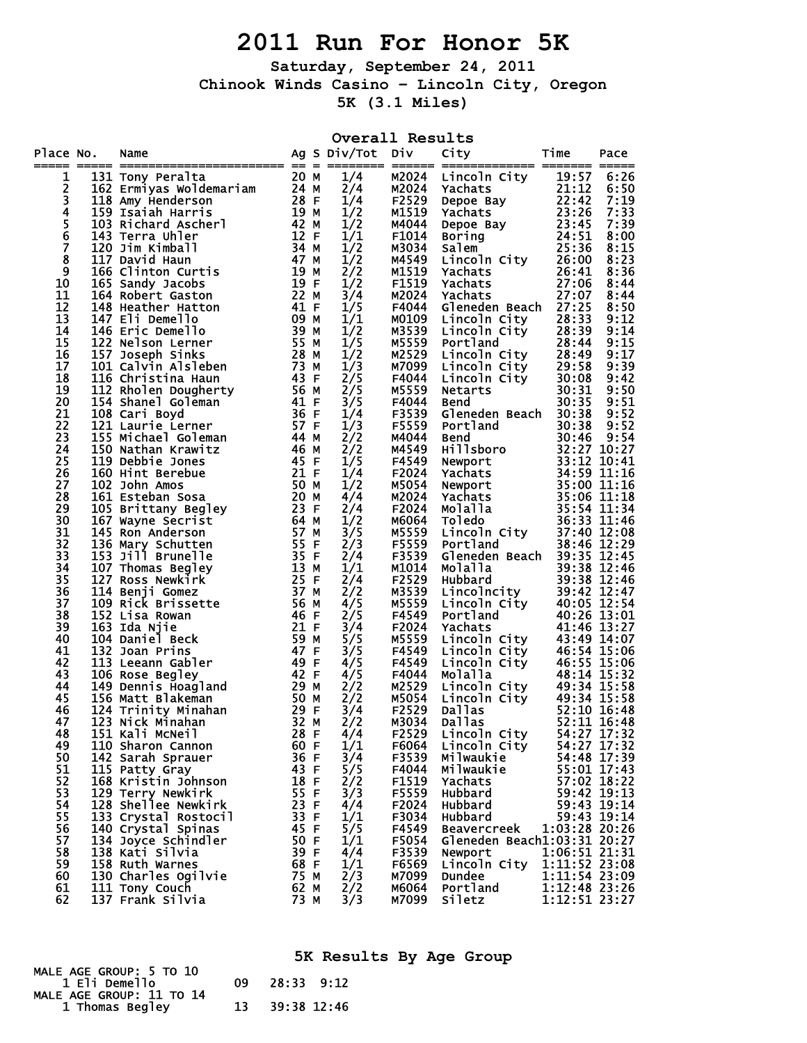# 2011 Run For Honor 5K

**Saturday, September 24, 2011**

**Chinook Winds Casino - Lincoln City, Oregon**

**5K (3.1 Miles)**

## Overall Results

| Place | No. | Name | Ag | S | Div/Tot | Div | City | Time | Pace |
|---|---|---|---|---|---|---|---|---|---|
| 1 | 131 | Tony Peralta | 20 | M | 1/4 | M2024 | Lincoln City | 19:57 | 6:26 |
| 2 | 162 | Ermiyas Woldemariam | 24 | M | 2/4 | M2024 | Yachats | 21:12 | 6:50 |
| 3 | 118 | Amy Henderson | 28 | F | 1/4 | F2529 | Depoe Bay | 22:42 | 7:19 |
| 4 | 159 | Isaiah Harris | 19 | M | 1/2 | M1519 | Yachats | 23:26 | 7:33 |
| 5 | 103 | Richard Ascherl | 42 | M | 1/2 | M4044 | Depoe Bay | 23:45 | 7:39 |
| 6 | 143 | Terra Uhler | 12 | F | 1/1 | F1014 | Boring | 24:51 | 8:00 |
| 7 | 120 | Jim Kimball | 34 | M | 1/2 | M3034 | Salem | 25:36 | 8:15 |
| 8 | 117 | David Haun | 47 | M | 1/2 | M4549 | Lincoln City | 26:00 | 8:23 |
| 9 | 166 | Clinton Curtis | 19 | M | 2/2 | M1519 | Yachats | 26:41 | 8:36 |
| 10 | 165 | Sandy Jacobs | 19 | F | 1/2 | F1519 | Yachats | 27:06 | 8:44 |
| 11 | 164 | Robert Gaston | 22 | M | 3/4 | M2024 | Yachats | 27:07 | 8:44 |
| 12 | 148 | Heather Hatton | 41 | F | 1/5 | F4044 | Gleneden Beach | 27:25 | 8:50 |
| 13 | 147 | Eli Demello | 09 | M | 1/1 | M0109 | Lincoln City | 28:33 | 9:12 |
| 14 | 146 | Eric Demello | 39 | M | 1/2 | M3539 | Lincoln City | 28:39 | 9:14 |
| 15 | 122 | Nelson Lerner | 55 | M | 1/5 | M5559 | Portland | 28:44 | 9:15 |
| 16 | 157 | Joseph Sinks | 28 | M | 1/2 | M2529 | Lincoln City | 28:49 | 9:17 |
| 17 | 101 | Calvin Alsleben | 73 | M | 1/3 | M7099 | Lincoln City | 29:58 | 9:39 |
| 18 | 116 | Christina Haun | 43 | F | 2/5 | F4044 | Lincoln City | 30:08 | 9:42 |
| 19 | 112 | Rholen Dougherty | 56 | M | 2/5 | M5559 | Netarts | 30:31 | 9:50 |
| 20 | 154 | Shanel Goleman | 41 | F | 3/5 | F4044 | Bend | 30:35 | 9:51 |
| 21 | 108 | Cari Boyd | 36 | F | 1/4 | F3539 | Gleneden Beach | 30:38 | 9:52 |
| 22 | 121 | Laurie Lerner | 57 | F | 1/3 | F5559 | Portland | 30:38 | 9:52 |
| 23 | 155 | Michael Goleman | 44 | M | 2/2 | M4044 | Bend | 30:46 | 9:54 |
| 24 | 150 | Nathan Krawitz | 46 | M | 2/2 | M4549 | Hillsboro | 32:27 | 10:27 |
| 25 | 119 | Debbie Jones | 45 | F | 1/5 | F4549 | Newport | 33:12 | 10:41 |
| 26 | 160 | Hint Berebue | 21 | F | 1/4 | F2024 | Yachats | 34:59 | 11:16 |
| 27 | 102 | John Amos | 50 | M | 1/2 | M5054 | Newport | 35:00 | 11:16 |
| 28 | 161 | Esteban Sosa | 20 | M | 4/4 | M2024 | Yachats | 35:06 | 11:18 |
| 29 | 105 | Brittany Begley | 23 | F | 2/4 | F2024 | Molalla | 35:54 | 11:34 |
| 30 | 167 | Wayne Secrist | 64 | M | 1/2 | M6064 | Toledo | 36:33 | 11:46 |
| 31 | 145 | Ron Anderson | 57 | M | 3/5 | M5559 | Lincoln City | 37:40 | 12:08 |
| 32 | 136 | Mary Schutten | 55 | F | 2/3 | F5559 | Portland | 38:46 | 12:29 |
| 33 | 153 | Jill Brunelle | 35 | F | 2/4 | F3539 | Gleneden Beach | 39:35 | 12:45 |
| 34 | 107 | Thomas Begley | 13 | M | 1/1 | M1014 | Molalla | 39:38 | 12:46 |
| 35 | 127 | Ross Newkirk | 25 | F | 2/4 | F2529 | Hubbard | 39:38 | 12:46 |
| 36 | 114 | Benji Gomez | 37 | M | 2/2 | M3539 | Lincolncity | 39:42 | 12:47 |
| 37 | 109 | Rick Brissette | 56 | M | 4/5 | M5559 | Lincoln City | 40:05 | 12:54 |
| 38 | 152 | Lisa Rowan | 46 | F | 2/5 | F4549 | Portland | 40:26 | 13:01 |
| 39 | 163 | Ida Njie | 21 | F | 3/4 | F2024 | Yachats | 41:46 | 13:27 |
| 40 | 104 | Daniel Beck | 59 | M | 5/5 | M5559 | Lincoln City | 43:49 | 14:07 |
| 41 | 132 | Joan Prins | 47 | F | 3/5 | F4549 | Lincoln City | 46:54 | 15:06 |
| 42 | 113 | Leeann Gabler | 49 | F | 4/5 | F4549 | Lincoln City | 46:55 | 15:06 |
| 43 | 106 | Rose Begley | 42 | F | 4/5 | F4044 | Molalla | 48:14 | 15:32 |
| 44 | 149 | Dennis Hoagland | 29 | M | 2/2 | M2529 | Lincoln City | 49:34 | 15:58 |
| 45 | 156 | Matt Blakeman | 50 | M | 2/2 | M5054 | Lincoln City | 49:34 | 15:58 |
| 46 | 124 | Trinity Minahan | 29 | F | 3/4 | F2529 | Dallas | 52:10 | 16:48 |
| 47 | 123 | Nick Minahan | 32 | M | 2/2 | M3034 | Dallas | 52:11 | 16:48 |
| 48 | 151 | Kali McNeil | 28 | F | 4/4 | F2529 | Lincoln City | 54:27 | 17:32 |
| 49 | 110 | Sharon Cannon | 60 | F | 1/1 | F6064 | Lincoln City | 54:27 | 17:32 |
| 50 | 142 | Sarah Sprauer | 36 | F | 3/4 | F3539 | Milwaukie | 54:48 | 17:39 |
| 51 | 115 | Patty Gray | 43 | F | 5/5 | F4044 | Milwaukie | 55:01 | 17:43 |
| 52 | 168 | Kristin Johnson | 18 | F | 2/2 | F1519 | Yachats | 57:02 | 18:22 |
| 53 | 129 | Terry Newkirk | 55 | F | 3/3 | F5559 | Hubbard | 59:42 | 19:13 |
| 54 | 128 | Shellee Newkirk | 23 | F | 4/4 | F2024 | Hubbard | 59:43 | 19:14 |
| 55 | 133 | Crystal Rostocil | 33 | F | 1/1 | F3034 | Hubbard | 59:43 | 19:14 |
| 56 | 140 | Crystal Spinas | 45 | F | 5/5 | F4549 | Beavercreek | 1:03:28 | 20:26 |
| 57 | 134 | Joyce Schindler | 50 | F | 1/1 | F5054 | Gleneden Beach | 1:03:31 | 20:27 |
| 58 | 138 | Kati Silvia | 39 | F | 4/4 | F3539 | Newport | 1:06:51 | 21:31 |
| 59 | 158 | Ruth Warnes | 68 | F | 1/1 | F6569 | Lincoln City | 1:11:52 | 23:08 |
| 60 | 130 | Charles Ogilvie | 75 | M | 2/3 | M7099 | Dundee | 1:11:54 | 23:09 |
| 61 | 111 | Tony Couch | 62 | M | 2/2 | M6064 | Portland | 1:12:48 | 23:26 |
| 62 | 137 | Frank Silvia | 73 | M | 3/3 | M7099 | Siletz | 1:12:51 | 23:27 |

## 5K Results By Age Group

MALE AGE GROUP: 5 TO 10

| Place | Name | Age | Time | Pace |
|---|---|---|---|---|
| 1 | Eli Demello | 09 | 28:33 | 9:12 |

MALE AGE GROUP: 11 TO 14

| Place | Name | Age | Time | Pace |
|---|---|---|---|---|
| 1 | Thomas Begley | 13 | 39:38 | 12:46 |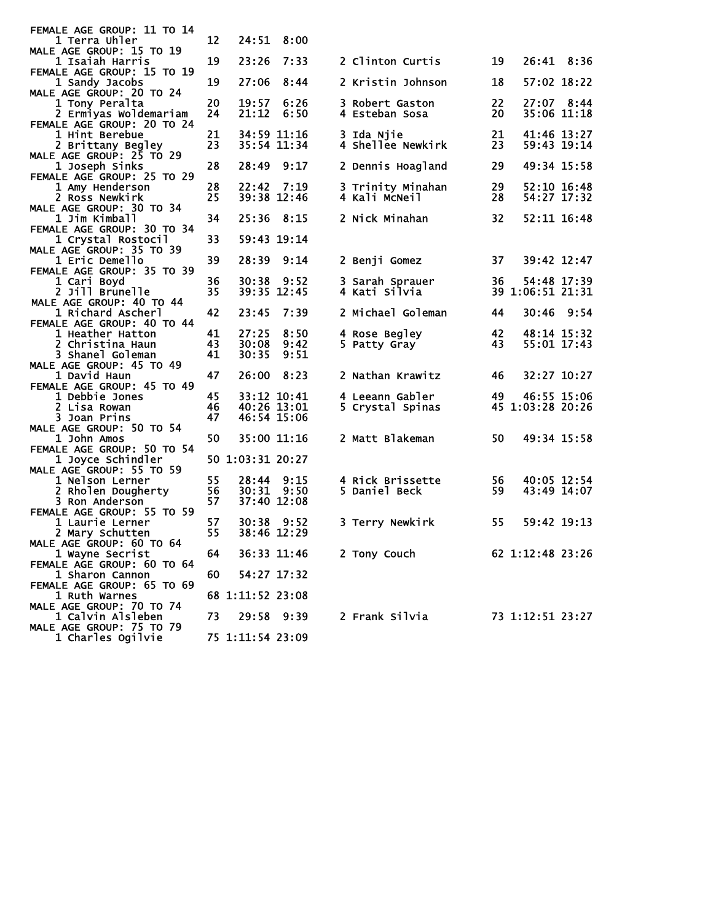FEMALE AGE GROUP: 11 TO 14

| | | | | | | | |
|---|---|---|---|---|---|---|---|
| 1 Terra Uhler | 12 | 24:51 | 8:00 | | | | |

MALE AGE GROUP: 15 TO 19

| | | | | | | | |
|---|---|---|---|---|---|---|---|
| 1 Isaiah Harris | 19 | 23:26 | 7:33 | 2 Clinton Curtis | 19 | 26:41 | 8:36 |

FEMALE AGE GROUP: 15 TO 19

| | | | | | | | |
|---|---|---|---|---|---|---|---|
| 1 Sandy Jacobs | 19 | 27:06 | 8:44 | 2 Kristin Johnson | 18 | 57:02 | 18:22 |

MALE AGE GROUP: 20 TO 24

| | | | | | | | |
|---|---|---|---|---|---|---|---|
| 1 Tony Peralta | 20 | 19:57 | 6:26 | 3 Robert Gaston | 22 | 27:07 | 8:44 |
| 2 Ermiyas Woldemariam | 24 | 21:12 | 6:50 | 4 Esteban Sosa | 20 | 35:06 | 11:18 |

FEMALE AGE GROUP: 20 TO 24

| | | | | | | | |
|---|---|---|---|---|---|---|---|
| 1 Hint Berebue | 21 | 34:59 | 11:16 | 3 Ida Njie | 21 | 41:46 | 13:27 |
| 2 Brittany Begley | 23 | 35:54 | 11:34 | 4 Shellee Newkirk | 23 | 59:43 | 19:14 |

MALE AGE GROUP: 25 TO 29

| | | | | | | | |
|---|---|---|---|---|---|---|---|
| 1 Joseph Sinks | 28 | 28:49 | 9:17 | 2 Dennis Hoagland | 29 | 49:34 | 15:58 |

FEMALE AGE GROUP: 25 TO 29

| | | | | | | | |
|---|---|---|---|---|---|---|---|
| 1 Amy Henderson | 28 | 22:42 | 7:19 | 3 Trinity Minahan | 29 | 52:10 | 16:48 |
| 2 Ross Newkirk | 25 | 39:38 | 12:46 | 4 Kali McNeil | 28 | 54:27 | 17:32 |

MALE AGE GROUP: 30 TO 34

| | | | | | | | |
|---|---|---|---|---|---|---|---|
| 1 Jim Kimball | 34 | 25:36 | 8:15 | 2 Nick Minahan | 32 | 52:11 | 16:48 |

FEMALE AGE GROUP: 30 TO 34

| | | | | | | | |
|---|---|---|---|---|---|---|---|
| 1 Crystal Rostocil | 33 | 59:43 | 19:14 | | | | |

MALE AGE GROUP: 35 TO 39

| | | | | | | | |
|---|---|---|---|---|---|---|---|
| 1 Eric Demello | 39 | 28:39 | 9:14 | 2 Benji Gomez | 37 | 39:42 | 12:47 |

FEMALE AGE GROUP: 35 TO 39

| | | | | | | | |
|---|---|---|---|---|---|---|---|
| 1 Cari Boyd | 36 | 30:38 | 9:52 | 3 Sarah Sprauer | 36 | 54:48 | 17:39 |
| 2 Jill Brunelle | 35 | 39:35 | 12:45 | 4 Kati Silvia | 39 | 1:06:51 | 21:31 |

MALE AGE GROUP: 40 TO 44

| | | | | | | | |
|---|---|---|---|---|---|---|---|
| 1 Richard Ascherl | 42 | 23:45 | 7:39 | 2 Michael Goleman | 44 | 30:46 | 9:54 |

FEMALE AGE GROUP: 40 TO 44

| | | | | | | | |
|---|---|---|---|---|---|---|---|
| 1 Heather Hatton | 41 | 27:25 | 8:50 | 4 Rose Begley | 42 | 48:14 | 15:32 |
| 2 Christina Haun | 43 | 30:08 | 9:42 | 5 Patty Gray | 43 | 55:01 | 17:43 |
| 3 Shanel Goleman | 41 | 30:35 | 9:51 | | | | |

MALE AGE GROUP: 45 TO 49

| | | | | | | | |
|---|---|---|---|---|---|---|---|
| 1 David Haun | 47 | 26:00 | 8:23 | 2 Nathan Krawitz | 46 | 32:27 | 10:27 |

FEMALE AGE GROUP: 45 TO 49

| | | | | | | | |
|---|---|---|---|---|---|---|---|
| 1 Debbie Jones | 45 | 33:12 | 10:41 | 4 Leeann Gabler | 49 | 46:55 | 15:06 |
| 2 Lisa Rowan | 46 | 40:26 | 13:01 | 5 Crystal Spinas | 45 | 1:03:28 | 20:26 |
| 3 Joan Prins | 47 | 46:54 | 15:06 | | | | |

MALE AGE GROUP: 50 TO 54

| | | | | | | | |
|---|---|---|---|---|---|---|---|
| 1 John Amos | 50 | 35:00 | 11:16 | 2 Matt Blakeman | 50 | 49:34 | 15:58 |

FEMALE AGE GROUP: 50 TO 54

| | | | | | | | |
|---|---|---|---|---|---|---|---|
| 1 Joyce Schindler | 50 | 1:03:31 | 20:27 | | | | |

MALE AGE GROUP: 55 TO 59

| | | | | | | | |
|---|---|---|---|---|---|---|---|
| 1 Nelson Lerner | 55 | 28:44 | 9:15 | 4 Rick Brissette | 56 | 40:05 | 12:54 |
| 2 Rholen Dougherty | 56 | 30:31 | 9:50 | 5 Daniel Beck | 59 | 43:49 | 14:07 |
| 3 Ron Anderson | 57 | 37:40 | 12:08 | | | | |

FEMALE AGE GROUP: 55 TO 59

| | | | | | | | |
|---|---|---|---|---|---|---|---|
| 1 Laurie Lerner | 57 | 30:38 | 9:52 | 3 Terry Newkirk | 55 | 59:42 | 19:13 |
| 2 Mary Schutten | 55 | 38:46 | 12:29 | | | | |

MALE AGE GROUP: 60 TO 64

| | | | | | | | |
|---|---|---|---|---|---|---|---|
| 1 Wayne Secrist | 64 | 36:33 | 11:46 | 2 Tony Couch | 62 | 1:12:48 | 23:26 |

FEMALE AGE GROUP: 60 TO 64

| | | | | | | | |
|---|---|---|---|---|---|---|---|
| 1 Sharon Cannon | 60 | 54:27 | 17:32 | | | | |

FEMALE AGE GROUP: 65 TO 69

| | | | | | | | |
|---|---|---|---|---|---|---|---|
| 1 Ruth Warnes | 68 | 1:11:52 | 23:08 | | | | |

MALE AGE GROUP: 70 TO 74

| | | | | | | | |
|---|---|---|---|---|---|---|---|
| 1 Calvin Alsleben | 73 | 29:58 | 9:39 | 2 Frank Silvia | 73 | 1:12:51 | 23:27 |

MALE AGE GROUP: 75 TO 79

| | | | | | | | |
|---|---|---|---|---|---|---|---|
| 1 Charles Ogilvie | 75 | 1:11:54 | 23:09 | | | | |